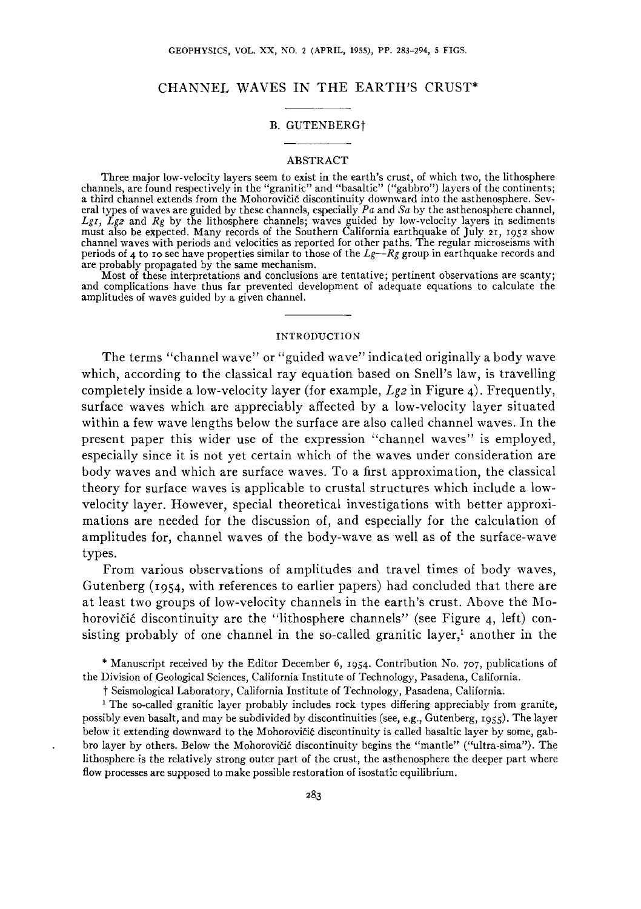# CHANNEL WAVES IN THE EARTH'S CRUST*

B. GUTENBERG†

## ABSTRACT

Three major low-velocity layers seem to exist in the earth's crust, of which two, the lithosphere channels, are found respectively in the "granitic" and "basaltic" ("gabbro") layers of the continents; a third channel extends from the Mohorovičić discontinuity downward into the asthenosphere. Several types of waves are guided by these channels, especially *Pa* and *Sa* by the asthenosphere channel, *Lg1*, *Lg2* and *Rg* by the lithosphere channels; waves guided by low-velocity layers in sediments must also be expected. Many records of the Southern California earthquake of July 21, 1952 show channel waves with periods and velocities as reported for other paths. The regular microseisms with periods of 4 to 10 sec have properties similar to those of the *Lg*—*Rg* group in earthquake records and are probably propagated by the same mechanism.

Most of these interpretations and conclusions are tentative; pertinent observations are scanty; and complications have thus far prevented development of adequate equations to calculate the amplitudes of waves guided by a given channel.

## INTRODUCTION

The terms "channel wave" or "guided wave" indicated originally a body wave which, according to the classical ray equation based on Snell's law, is travelling completely inside a low-velocity layer (for example, *Lg2* in Figure 4). Frequently, surface waves which are appreciably affected by a low-velocity layer situated within a few wave lengths below the surface are also called channel waves. In the present paper this wider use of the expression "channel waves" is employed, especially since it is not yet certain which of the waves under consideration are body waves and which are surface waves. To a first approximation, the classical theory for surface waves is applicable to crustal structures which include a low-velocity layer. However, special theoretical investigations with better approximations are needed for the discussion of, and especially for the calculation of amplitudes for, channel waves of the body-wave as well as of the surface-wave types.

From various observations of amplitudes and travel times of body waves, Gutenberg (1954, with references to earlier papers) had concluded that there are at least two groups of low-velocity channels in the earth's crust. Above the Mohorovičić discontinuity are the "lithosphere channels" (see Figure 4, left) consisting probably of one channel in the so-called granitic layer,[1] another in the

\* Manuscript received by the Editor December 6, 1954. Contribution No. 707, publications of the Division of Geological Sciences, California Institute of Technology, Pasadena, California.

† Seismological Laboratory, California Institute of Technology, Pasadena, California.

[1] The so-called granitic layer probably includes rock types differing appreciably from granite, possibly even basalt, and may be subdivided by discontinuities (see, e.g., Gutenberg, 1955). The layer below it extending downward to the Mohorovičić discontinuity is called basaltic layer by some, gabbro layer by others. Below the Mohorovičić discontinuity begins the "mantle" ("ultra-sima"). The lithosphere is the relatively strong outer part of the crust, the asthenosphere the deeper part where flow processes are supposed to make possible restoration of isostatic equilibrium.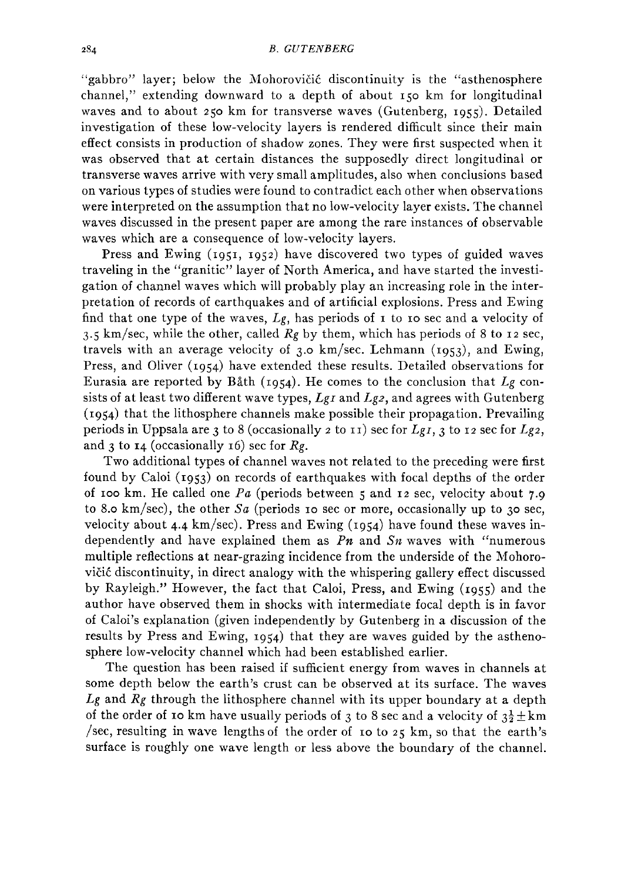"gabbro" layer; below the Mohorovičić discontinuity is the "asthenosphere channel," extending downward to a depth of about 150 km for longitudinal waves and to about 250 km for transverse waves (Gutenberg, 1955). Detailed investigation of these low-velocity layers is rendered difficult since their main effect consists in production of shadow zones. They were first suspected when it was observed that at certain distances the supposedly direct longitudinal or transverse waves arrive with very small amplitudes, also when conclusions based on various types of studies were found to contradict each other when observations were interpreted on the assumption that no low-velocity layer exists. The channel waves discussed in the present paper are among the rare instances of observable waves which are a consequence of low-velocity layers.

Press and Ewing (1951, 1952) have discovered two types of guided waves traveling in the "granitic" layer of North America, and have started the investigation of channel waves which will probably play an increasing role in the interpretation of records of earthquakes and of artificial explosions. Press and Ewing find that one type of the waves, *Lg*, has periods of 1 to 10 sec and a velocity of 3.5 km/sec, while the other, called *Rg* by them, which has periods of 8 to 12 sec, travels with an average velocity of 3.0 km/sec. Lehmann (1953), and Ewing, Press, and Oliver (1954) have extended these results. Detailed observations for Eurasia are reported by Båth (1954). He comes to the conclusion that *Lg* consists of at least two different wave types, *Lg1* and *Lg2*, and agrees with Gutenberg (1954) that the lithosphere channels make possible their propagation. Prevailing periods in Uppsala are 3 to 8 (occasionally 2 to 11) sec for *Lg1*, 3 to 12 sec for *Lg2*, and 3 to 14 (occasionally 16) sec for *Rg*.

Two additional types of channel waves not related to the preceding were first found by Caloi (1953) on records of earthquakes with focal depths of the order of 100 km. He called one *Pa* (periods between 5 and 12 sec, velocity about 7.9 to 8.0 km/sec), the other *Sa* (periods 10 sec or more, occasionally up to 30 sec, velocity about 4.4 km/sec). Press and Ewing (1954) have found these waves independently and have explained them as *Pn* and *Sn* waves with "numerous multiple reflections at near-grazing incidence from the underside of the Mohorovičić discontinuity, in direct analogy with the whispering gallery effect discussed by Rayleigh." However, the fact that Caloi, Press, and Ewing (1955) and the author have observed them in shocks with intermediate focal depth is in favor of Caloi's explanation (given independently by Gutenberg in a discussion of the results by Press and Ewing, 1954) that they are waves guided by the asthenosphere low-velocity channel which had been established earlier.

The question has been raised if sufficient energy from waves in channels at some depth below the earth's crust can be observed at its surface. The waves *Lg* and *Rg* through the lithosphere channel with its upper boundary at a depth of the order of 10 km have usually periods of 3 to 8 sec and a velocity of $3\frac{1}{2}\pm$ km/sec, resulting in wave lengths of the order of 10 to 25 km, so that the earth's surface is roughly one wave length or less above the boundary of the channel.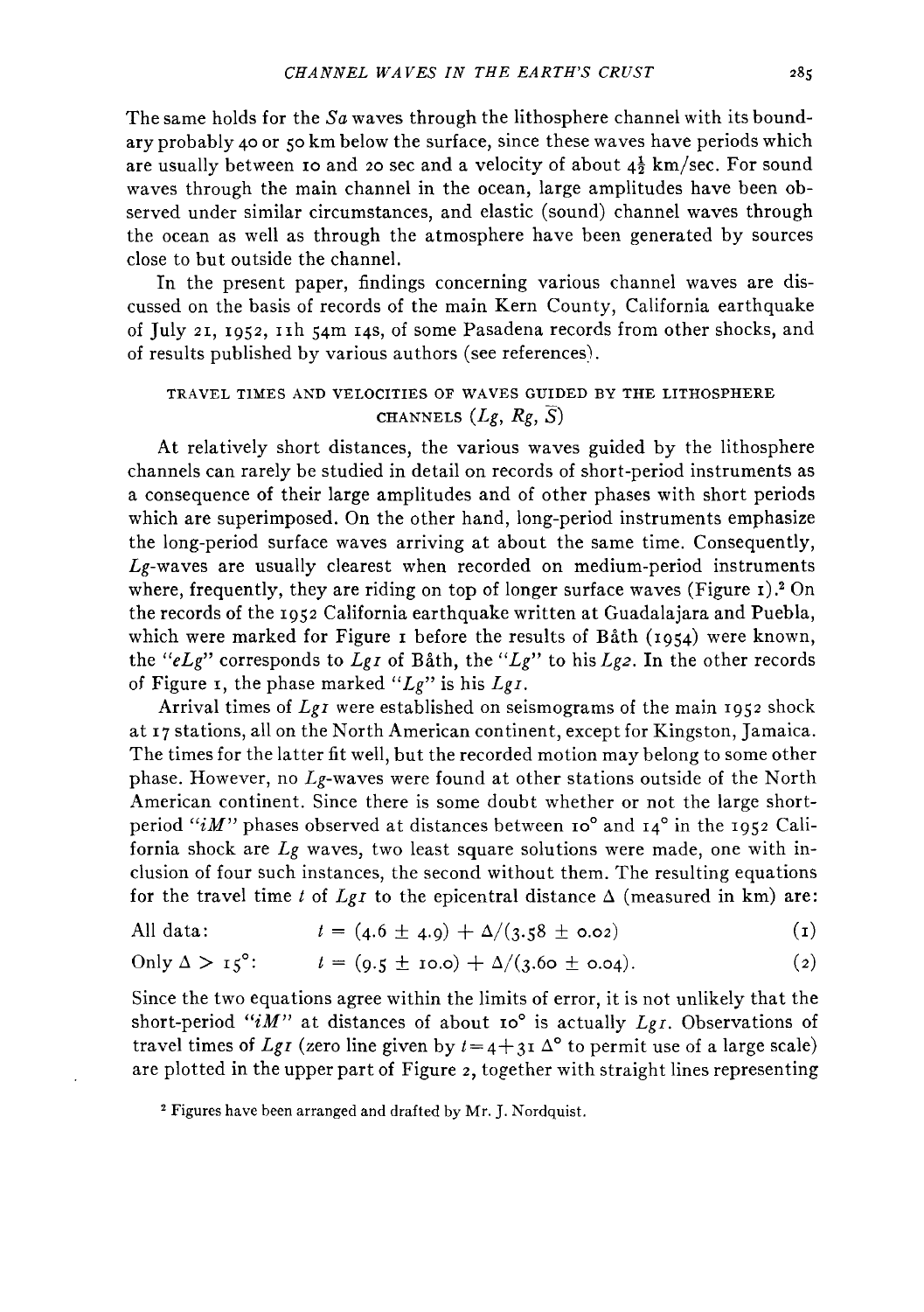The same holds for the *Sa* waves through the lithosphere channel with its boundary probably 40 or 50 km below the surface, since these waves have periods which are usually between 10 and 20 sec and a velocity of about $4\frac{1}{2}$ km/sec. For sound waves through the main channel in the ocean, large amplitudes have been observed under similar circumstances, and elastic (sound) channel waves through the ocean as well as through the atmosphere have been generated by sources close to but outside the channel.

In the present paper, findings concerning various channel waves are discussed on the basis of records of the main Kern County, California earthquake of July 21, 1952, 11h 54m 14s, of some Pasadena records from other shocks, and of results published by various authors (see references).

## TRAVEL TIMES AND VELOCITIES OF WAVES GUIDED BY THE LITHOSPHERE CHANNELS ($Lg$, $Rg$, $\bar{S}$)

At relatively short distances, the various waves guided by the lithosphere channels can rarely be studied in detail on records of short-period instruments as a consequence of their large amplitudes and of other phases with short periods which are superimposed. On the other hand, long-period instruments emphasize the long-period surface waves arriving at about the same time. Consequently, *Lg*-waves are usually clearest when recorded on medium-period instruments where, frequently, they are riding on top of longer surface waves (Figure 1).[2] On the records of the 1952 California earthquake written at Guadalajara and Puebla, which were marked for Figure 1 before the results of Båth (1954) were known, the "*eLg*" corresponds to *Lg1* of Båth, the "*Lg*" to his *Lg2*. In the other records of Figure 1, the phase marked "*Lg*" is his *Lg1*.

Arrival times of *Lg1* were established on seismograms of the main 1952 shock at 17 stations, all on the North American continent, except for Kingston, Jamaica. The times for the latter fit well, but the recorded motion may belong to some other phase. However, no *Lg*-waves were found at other stations outside of the North American continent. Since there is some doubt whether or not the large short-period "*iM*" phases observed at distances between 10° and 14° in the 1952 California shock are *Lg* waves, two least square solutions were made, one with inclusion of four such instances, the second without them. The resulting equations for the travel time $t$ of *Lg1* to the epicentral distance $\Delta$ (measured in km) are:

All data: $$t = (4.6 \pm 4.9) + \Delta/(3.58 \pm 0.02) \qquad (1)$$

Only $\Delta > 15°$: $$t = (9.5 \pm 10.0) + \Delta/(3.60 \pm 0.04). \qquad (2)$$

Since the two equations agree within the limits of error, it is not unlikely that the short-period "*iM*" at distances of about 10° is actually *Lg1*. Observations of travel times of *Lg1* (zero line given by $t = 4 + 31\,\Delta°$ to permit use of a large scale) are plotted in the upper part of Figure 2, together with straight lines representing

[2] Figures have been arranged and drafted by Mr. J. Nordquist.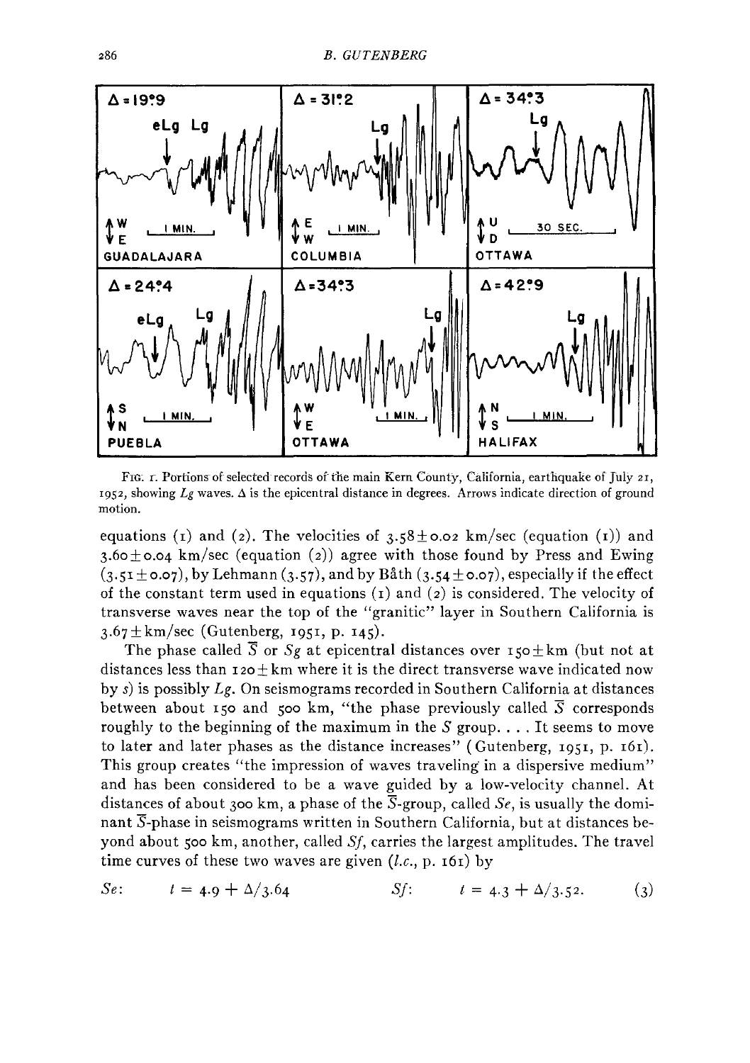FIG. 1. Portions of selected records of the main Kern County, California, earthquake of July 21, 1952, showing *Lg* waves. Δ is the epicentral distance in degrees. Arrows indicate direction of ground motion.

equations (1) and (2). The velocities of 3.58±0.02 km/sec (equation (1)) and 3.60±0.04 km/sec (equation (2)) agree with those found by Press and Ewing (3.51±0.07), by Lehmann (3.57), and by Båth (3.54±0.07), especially if the effect of the constant term used in equations (1) and (2) is considered. The velocity of transverse waves near the top of the "granitic" layer in Southern California is 3.67± km/sec (Gutenberg, 1951, p. 145).

The phase called $\overline{S}$ or *Sg* at epicentral distances over 150± km (but not at distances less than 120± km where it is the direct transverse wave indicated now by *s*) is possibly *Lg*. On seismograms recorded in Southern California at distances between about 150 and 500 km, "the phase previously called $\overline{S}$ corresponds roughly to the beginning of the maximum in the *S* group. . . . It seems to move to later and later phases as the distance increases" (Gutenberg, 1951, p. 161). This group creates "the impression of waves traveling in a dispersive medium" and has been considered to be a wave guided by a low-velocity channel. At distances of about 300 km, a phase of the $\overline{S}$-group, called *Se*, is usually the dominant $\overline{S}$-phase in seismograms written in Southern California, but at distances beyond about 500 km, another, called *Sf*, carries the largest amplitudes. The travel time curves of these two waves are given (*l.c.*, p. 161) by

$$Se: \quad t = 4.9 + \Delta/3.64 \qquad\qquad Sf: \quad t = 4.3 + \Delta/3.52. \qquad (3)$$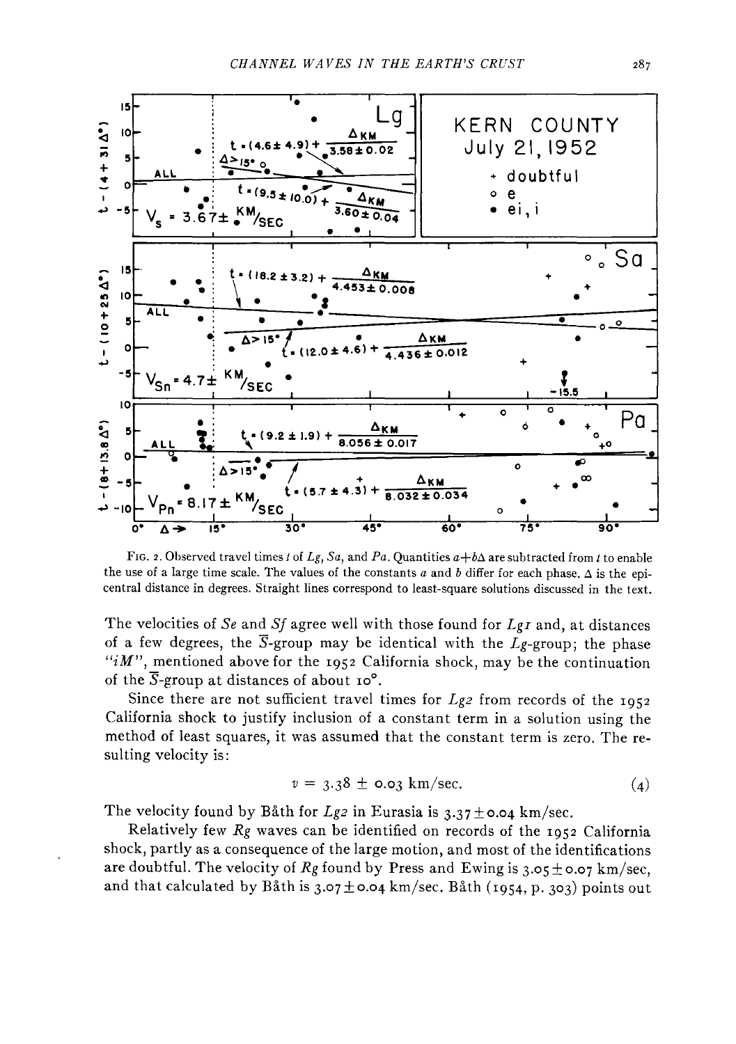FIG. 2. Observed travel times $t$ of $Lg$, $Sa$, and $Pa$. Quantities $a+b\Delta$ are subtracted from $t$ to enable the use of a large time scale. The values of the constants $a$ and $b$ differ for each phase. $\Delta$ is the epicentral distance in degrees. Straight lines correspond to least-square solutions discussed in the text.

The velocities of $Se$ and $Sf$ agree well with those found for $Lg1$ and, at distances of a few degrees, the $\bar{S}$-group may be identical with the $Lg$-group; the phase "$iM$", mentioned above for the 1952 California shock, may be the continuation of the $\bar{S}$-group at distances of about 10°.

Since there are not sufficient travel times for $Lg2$ from records of the 1952 California shock to justify inclusion of a constant term in a solution using the method of least squares, it was assumed that the constant term is zero. The resulting velocity is:

$$v = 3.38 \pm 0.03 \text{ km/sec.} \tag{4}$$

The velocity found by Båth for $Lg2$ in Eurasia is $3.37 \pm 0.04$ km/sec.

Relatively few $Rg$ waves can be identified on records of the 1952 California shock, partly as a consequence of the large motion, and most of the identifications are doubtful. The velocity of $Rg$ found by Press and Ewing is $3.05 \pm 0.07$ km/sec, and that calculated by Båth is $3.07 \pm 0.04$ km/sec. Båth (1954, p. 303) points out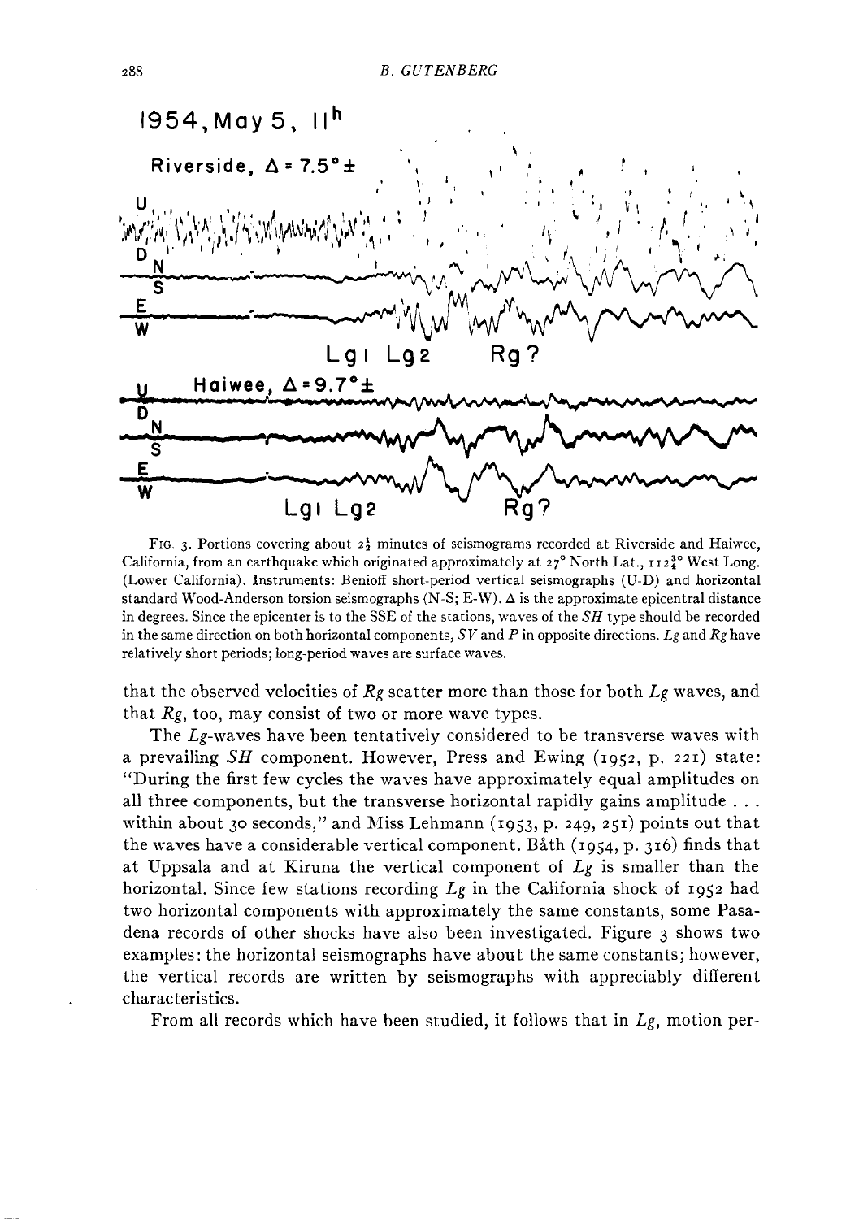FIG. 3. Portions covering about $2\frac{1}{2}$ minutes of seismograms recorded at Riverside and Haiwee, California, from an earthquake which originated approximately at 27° North Lat., $112\frac{3}{4}$° West Long. (Lower California). Instruments: Benioff short-period vertical seismographs (U-D) and horizontal standard Wood-Anderson torsion seismographs (N-S; E-W). $\Delta$ is the approximate epicentral distance in degrees. Since the epicenter is to the SSE of the stations, waves of the *SH* type should be recorded in the same direction on both horizontal components, *SV* and *P* in opposite directions. *Lg* and *Rg* have relatively short periods; long-period waves are surface waves.

that the observed velocities of *Rg* scatter more than those for both *Lg* waves, and that *Rg*, too, may consist of two or more wave types.

The *Lg*-waves have been tentatively considered to be transverse waves with a prevailing *SH* component. However, Press and Ewing (1952, p. 221) state: "During the first few cycles the waves have approximately equal amplitudes on all three components, but the transverse horizontal rapidly gains amplitude . . . within about 30 seconds," and Miss Lehmann (1953, p. 249, 251) points out that the waves have a considerable vertical component. Båth (1954, p. 316) finds that at Uppsala and at Kiruna the vertical component of *Lg* is smaller than the horizontal. Since few stations recording *Lg* in the California shock of 1952 had two horizontal components with approximately the same constants, some Pasadena records of other shocks have also been investigated. Figure 3 shows two examples: the horizontal seismographs have about the same constants; however, the vertical records are written by seismographs with appreciably different characteristics.

From all records which have been studied, it follows that in *Lg*, motion per-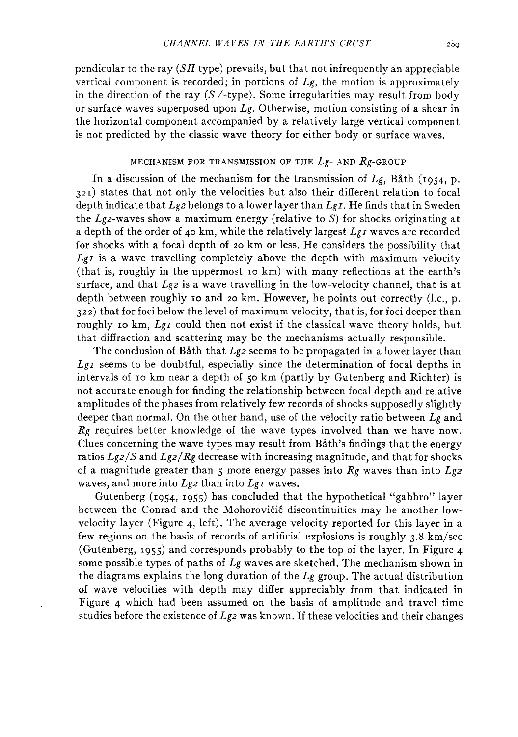pendicular to the ray (*SH* type) prevails, but that not infrequently an appreciable vertical component is recorded; in portions of *Lg*, the motion is approximately in the direction of the ray (*SV*-type). Some irregularities may result from body or surface waves superposed upon *Lg*. Otherwise, motion consisting of a shear in the horizontal component accompanied by a relatively large vertical component is not predicted by the classic wave theory for either body or surface waves.

### MECHANISM FOR TRANSMISSION OF THE *Lg*- AND *Rg*-GROUP

In a discussion of the mechanism for the transmission of *Lg*, Båth (1954, p. 321) states that not only the velocities but also their different relation to focal depth indicate that *Lg2* belongs to a lower layer than *Lg1*. He finds that in Sweden the *Lg2*-waves show a maximum energy (relative to *S*) for shocks originating at a depth of the order of 40 km, while the relatively largest *Lg1* waves are recorded for shocks with a focal depth of 20 km or less. He considers the possibility that *Lg1* is a wave travelling completely above the depth with maximum velocity (that is, roughly in the uppermost 10 km) with many reflections at the earth's surface, and that *Lg2* is a wave travelling in the low-velocity channel, that is at depth between roughly 10 and 20 km. However, he points out correctly (l.c., p. 322) that for foci below the level of maximum velocity, that is, for foci deeper than roughly 10 km, *Lg1* could then not exist if the classical wave theory holds, but that diffraction and scattering may be the mechanisms actually responsible.

The conclusion of Båth that *Lg2* seems to be propagated in a lower layer than *Lg1* seems to be doubtful, especially since the determination of focal depths in intervals of 10 km near a depth of 50 km (partly by Gutenberg and Richter) is not accurate enough for finding the relationship between focal depth and relative amplitudes of the phases from relatively few records of shocks supposedly slightly deeper than normal. On the other hand, use of the velocity ratio between *Lg* and *Rg* requires better knowledge of the wave types involved than we have now. Clues concerning the wave types may result from Båth's findings that the energy ratios *Lg2/S* and *Lg2/Rg* decrease with increasing magnitude, and that for shocks of a magnitude greater than 5 more energy passes into *Rg* waves than into *Lg2* waves, and more into *Lg2* than into *Lg1* waves.

Gutenberg (1954, 1955) has concluded that the hypothetical "gabbro" layer between the Conrad and the Mohorovičić discontinuities may be another low-velocity layer (Figure 4, left). The average velocity reported for this layer in a few regions on the basis of records of artificial explosions is roughly 3.8 km/sec (Gutenberg, 1955) and corresponds probably to the top of the layer. In Figure 4 some possible types of paths of *Lg* waves are sketched. The mechanism shown in the diagrams explains the long duration of the *Lg* group. The actual distribution of wave velocities with depth may differ appreciably from that indicated in Figure 4 which had been assumed on the basis of amplitude and travel time studies before the existence of *Lg2* was known. If these velocities and their changes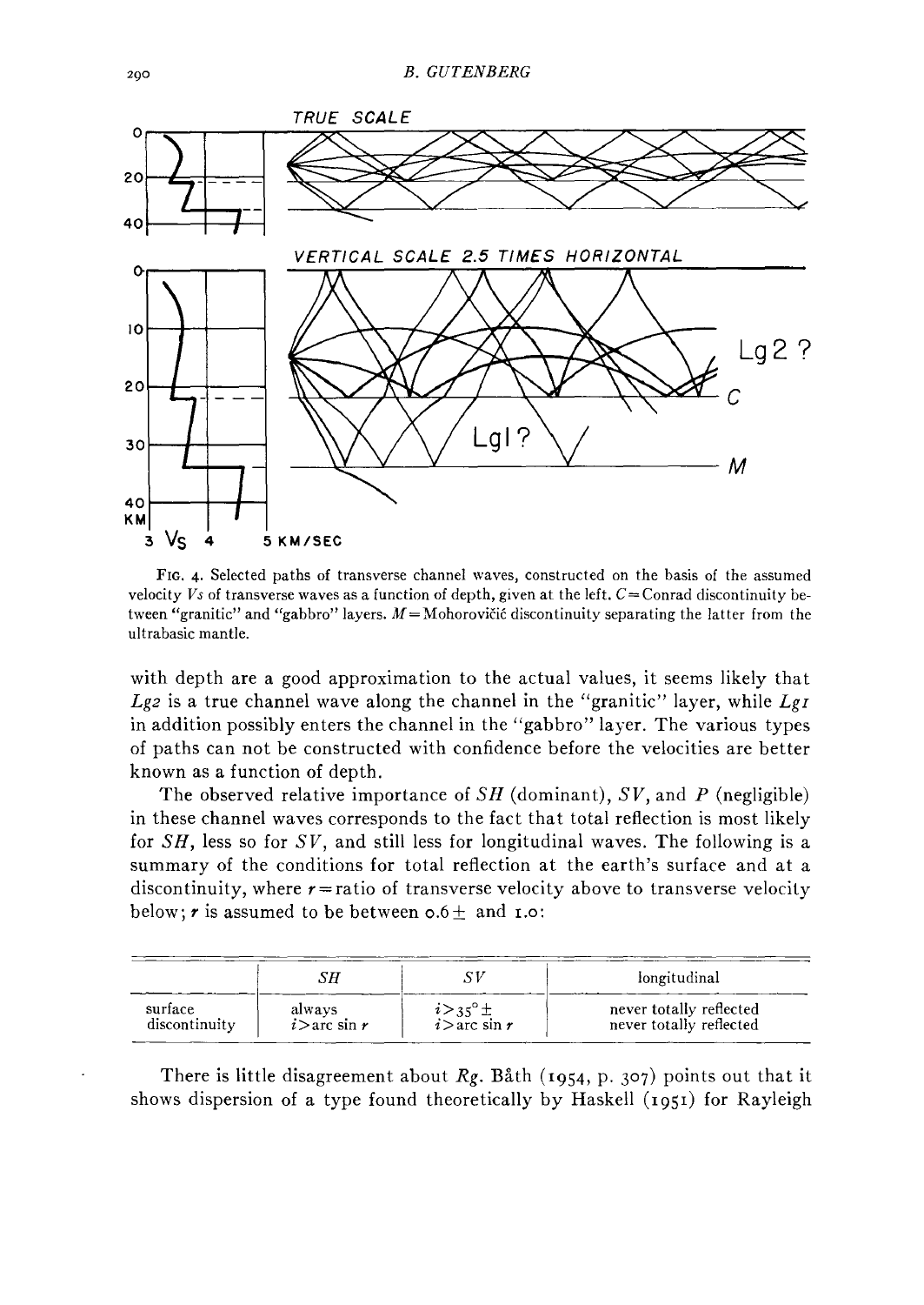FIG. 4. Selected paths of transverse channel waves, constructed on the basis of the assumed velocity $V_S$ of transverse waves as a function of depth, given at the left. $C$ = Conrad discontinuity between "granitic" and "gabbro" layers. $M$ = Mohorovičić discontinuity separating the latter from the ultrabasic mantle.

with depth are a good approximation to the actual values, it seems likely that *Lg2* is a true channel wave along the channel in the "granitic" layer, while *Lg1* in addition possibly enters the channel in the "gabbro" layer. The various types of paths can not be constructed with confidence before the velocities are better known as a function of depth.

The observed relative importance of *SH* (dominant), *SV*, and *P* (negligible) in these channel waves corresponds to the fact that total reflection is most likely for *SH*, less so for *SV*, and still less for longitudinal waves. The following is a summary of the conditions for total reflection at the earth's surface and at a discontinuity, where $r$ = ratio of transverse velocity above to transverse velocity below; $r$ is assumed to be between 0.6 ± and 1.0:

| | *SH* | *SV* | longitudinal |
|---|---|---|---|
| surface | always | $i > 35° \pm$ | never totally reflected |
| discontinuity | $i > \arcsin r$ | $i > \arcsin r$ | never totally reflected |

There is little disagreement about *Rg*. Båth (1954, p. 307) points out that it shows dispersion of a type found theoretically by Haskell (1951) for Rayleigh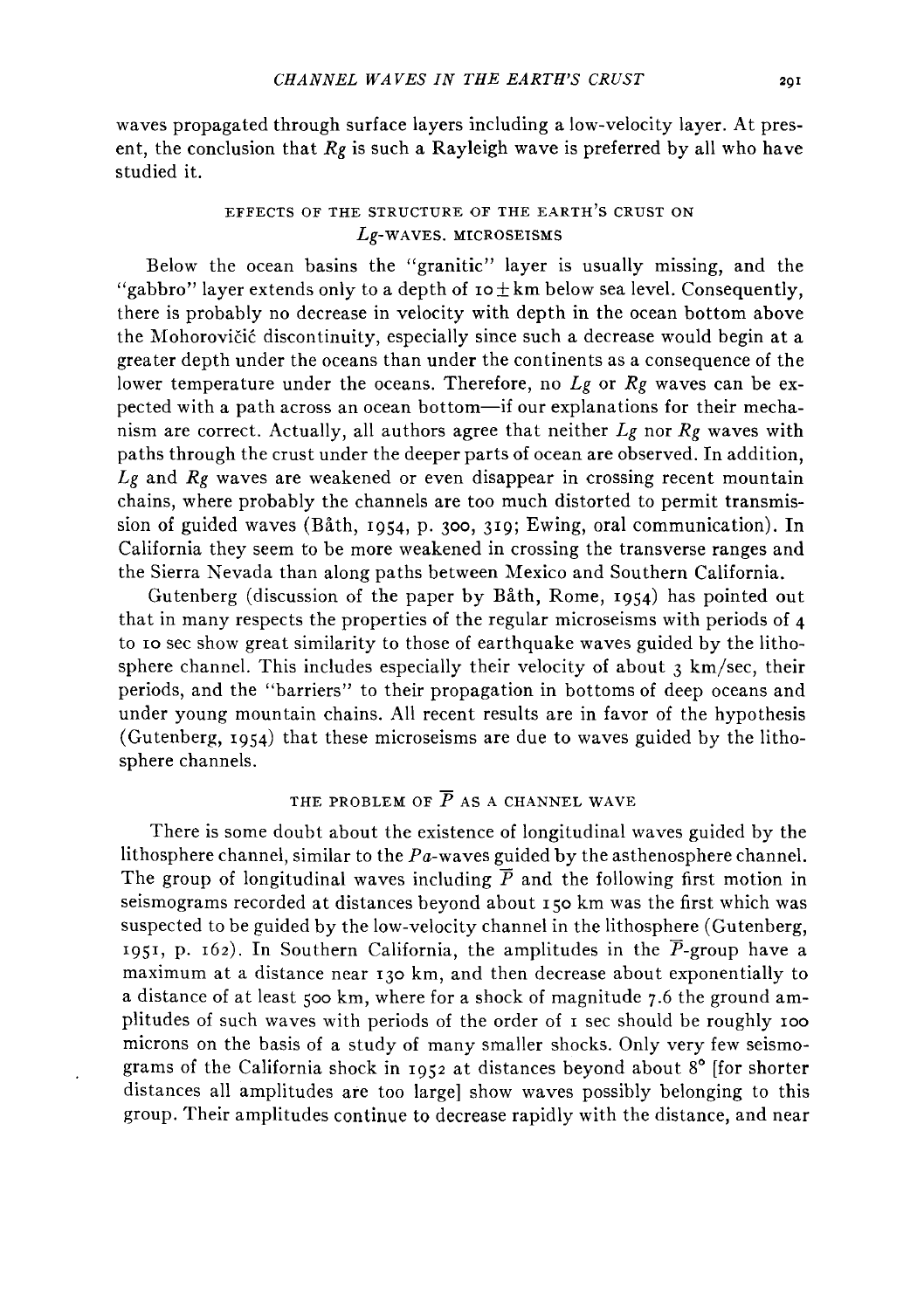waves propagated through surface layers including a low-velocity layer. At present, the conclusion that *Rg* is such a Rayleigh wave is preferred by all who have studied it.

### EFFECTS OF THE STRUCTURE OF THE EARTH'S CRUST ON *Lg*-WAVES. MICROSEISMS

Below the ocean basins the "granitic" layer is usually missing, and the "gabbro" layer extends only to a depth of 10± km below sea level. Consequently, there is probably no decrease in velocity with depth in the ocean bottom above the Mohorovičić discontinuity, especially since such a decrease would begin at a greater depth under the oceans than under the continents as a consequence of the lower temperature under the oceans. Therefore, no *Lg* or *Rg* waves can be expected with a path across an ocean bottom—if our explanations for their mechanism are correct. Actually, all authors agree that neither *Lg* nor *Rg* waves with paths through the crust under the deeper parts of ocean are observed. In addition, *Lg* and *Rg* waves are weakened or even disappear in crossing recent mountain chains, where probably the channels are too much distorted to permit transmission of guided waves (Båth, 1954, p. 300, 319; Ewing, oral communication). In California they seem to be more weakened in crossing the transverse ranges and the Sierra Nevada than along paths between Mexico and Southern California.

Gutenberg (discussion of the paper by Båth, Rome, 1954) has pointed out that in many respects the properties of the regular microseisms with periods of 4 to 10 sec show great similarity to those of earthquake waves guided by the lithosphere channel. This includes especially their velocity of about 3 km/sec, their periods, and the "barriers" to their propagation in bottoms of deep oceans and under young mountain chains. All recent results are in favor of the hypothesis (Gutenberg, 1954) that these microseisms are due to waves guided by the lithosphere channels.

### THE PROBLEM OF $\overline{P}$ AS A CHANNEL WAVE

There is some doubt about the existence of longitudinal waves guided by the lithosphere channel, similar to the *Pa*-waves guided by the asthenosphere channel. The group of longitudinal waves including $\overline{P}$ and the following first motion in seismograms recorded at distances beyond about 150 km was the first which was suspected to be guided by the low-velocity channel in the lithosphere (Gutenberg, 1951, p. 162). In Southern California, the amplitudes in the $\overline{P}$-group have a maximum at a distance near 130 km, and then decrease about exponentially to a distance of at least 500 km, where for a shock of magnitude 7.6 the ground amplitudes of such waves with periods of the order of 1 sec should be roughly 100 microns on the basis of a study of many smaller shocks. Only very few seismograms of the California shock in 1952 at distances beyond about 8° [for shorter distances all amplitudes are too large] show waves possibly belonging to this group. Their amplitudes continue to decrease rapidly with the distance, and near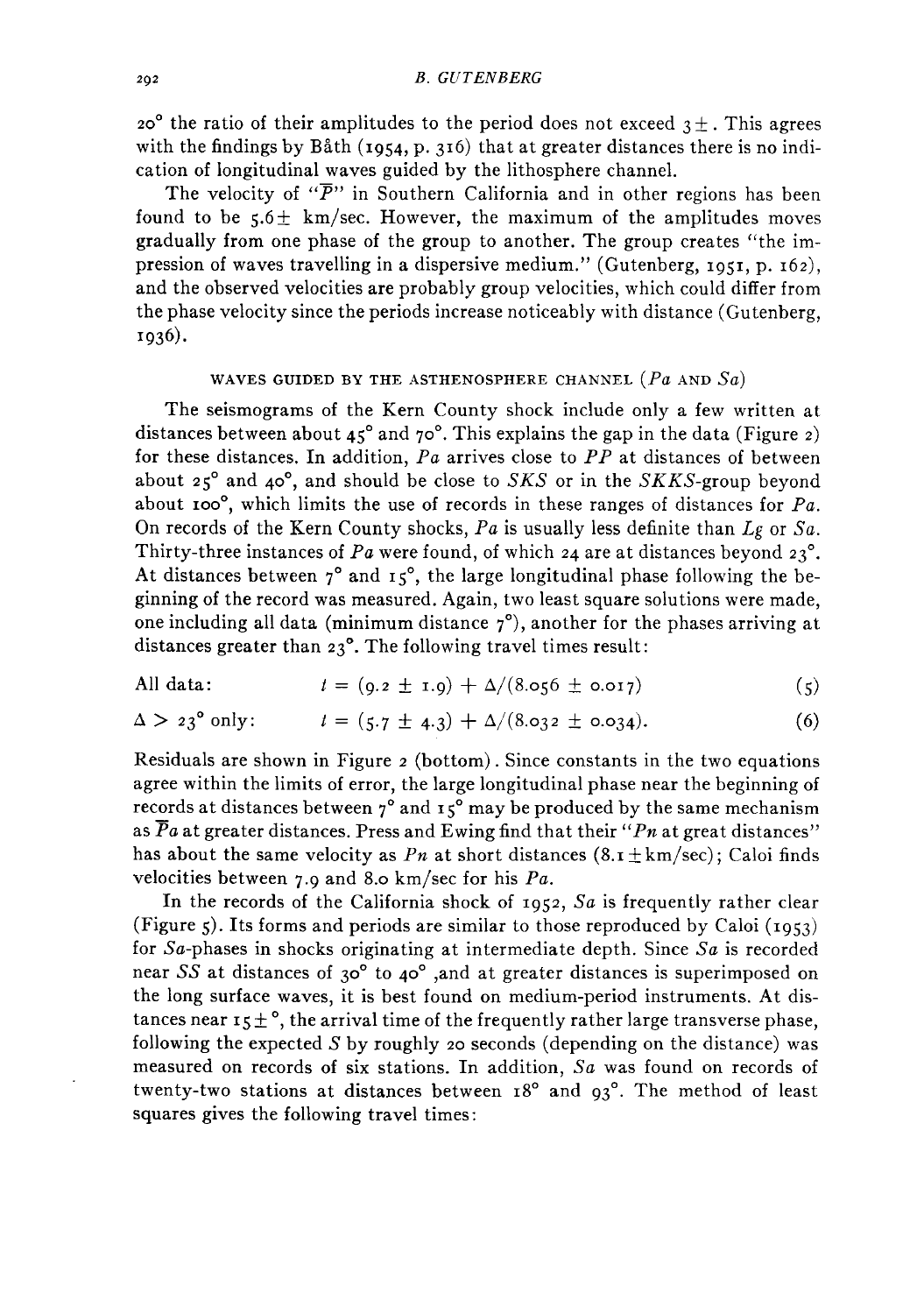20° the ratio of their amplitudes to the period does not exceed 3±. This agrees with the findings by Båth (1954, p. 316) that at greater distances there is no indication of longitudinal waves guided by the lithosphere channel.

The velocity of "$\overline{P}$" in Southern California and in other regions has been found to be 5.6± km/sec. However, the maximum of the amplitudes moves gradually from one phase of the group to another. The group creates "the impression of waves travelling in a dispersive medium." (Gutenberg, 1951, p. 162), and the observed velocities are probably group velocities, which could differ from the phase velocity since the periods increase noticeably with distance (Gutenberg, 1936).

## WAVES GUIDED BY THE ASTHENOSPHERE CHANNEL (*Pa* AND *Sa*)

The seismograms of the Kern County shock include only a few written at distances between about 45° and 70°. This explains the gap in the data (Figure 2) for these distances. In addition, *Pa* arrives close to *PP* at distances of between about 25° and 40°, and should be close to *SKS* or in the *SKKS*-group beyond about 100°, which limits the use of records in these ranges of distances for *Pa*. On records of the Kern County shocks, *Pa* is usually less definite than *Lg* or *Sa*. Thirty-three instances of *Pa* were found, of which 24 are at distances beyond 23°. At distances between 7° and 15°, the large longitudinal phase following the beginning of the record was measured. Again, two least square solutions were made, one including all data (minimum distance 7°), another for the phases arriving at distances greater than 23°. The following travel times result:

All data: $$t = (9.2 \pm 1.9) + \Delta/(8.056 \pm 0.017) \tag{5}$$

$\Delta > 23°$ only: $$t = (5.7 \pm 4.3) + \Delta/(8.032 \pm 0.034). \tag{6}$$

Residuals are shown in Figure 2 (bottom). Since constants in the two equations agree within the limits of error, the large longitudinal phase near the beginning of records at distances between 7° and 15° may be produced by the same mechanism as $\overline{P}a$ at greater distances. Press and Ewing find that their "*Pn* at great distances" has about the same velocity as *Pn* at short distances (8.1±km/sec); Caloi finds velocities between 7.9 and 8.0 km/sec for his *Pa*.

In the records of the California shock of 1952, *Sa* is frequently rather clear (Figure 5). Its forms and periods are similar to those reproduced by Caloi (1953) for *Sa*-phases in shocks originating at intermediate depth. Since *Sa* is recorded near *SS* at distances of 30° to 40°, and at greater distances is superimposed on the long surface waves, it is best found on medium-period instruments. At distances near 15±°, the arrival time of the frequently rather large transverse phase, following the expected *S* by roughly 20 seconds (depending on the distance) was measured on records of six stations. In addition, *Sa* was found on records of twenty-two stations at distances between 18° and 93°. The method of least squares gives the following travel times: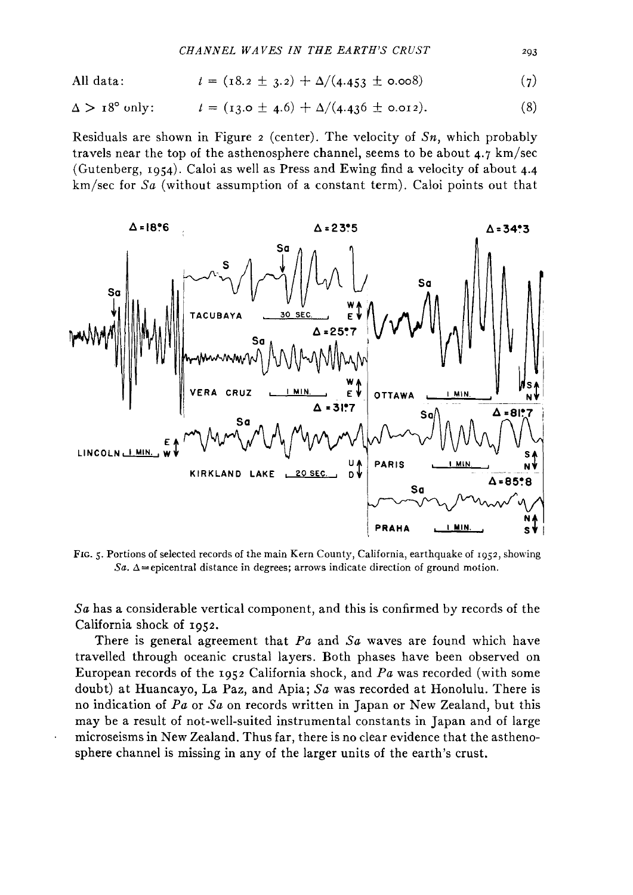All data: $t = (18.2 \pm 3.2) + \Delta/(4.453 \pm 0.008)$ (7)

$\Delta > 18°$ only: $t = (13.0 \pm 4.6) + \Delta/(4.436 \pm 0.012)$. (8)

Residuals are shown in Figure 2 (center). The velocity of *Sn*, which probably travels near the top of the asthenosphere channel, seems to be about 4.7 km/sec (Gutenberg, 1954). Caloi as well as Press and Ewing find a velocity of about 4.4 km/sec for *Sa* (without assumption of a constant term). Caloi points out that

FIG. 5. Portions of selected records of the main Kern County, California, earthquake of 1952, showing *Sa*. $\Delta$ = epicentral distance in degrees; arrows indicate direction of ground motion.

*Sa* has a considerable vertical component, and this is confirmed by records of the California shock of 1952.

There is general agreement that *Pa* and *Sa* waves are found which have travelled through oceanic crustal layers. Both phases have been observed on European records of the 1952 California shock, and *Pa* was recorded (with some doubt) at Huancayo, La Paz, and Apia; *Sa* was recorded at Honolulu. There is no indication of *Pa* or *Sa* on records written in Japan or New Zealand, but this may be a result of not-well-suited instrumental constants in Japan and of large microseisms in New Zealand. Thus far, there is no clear evidence that the asthenosphere channel is missing in any of the larger units of the earth's crust.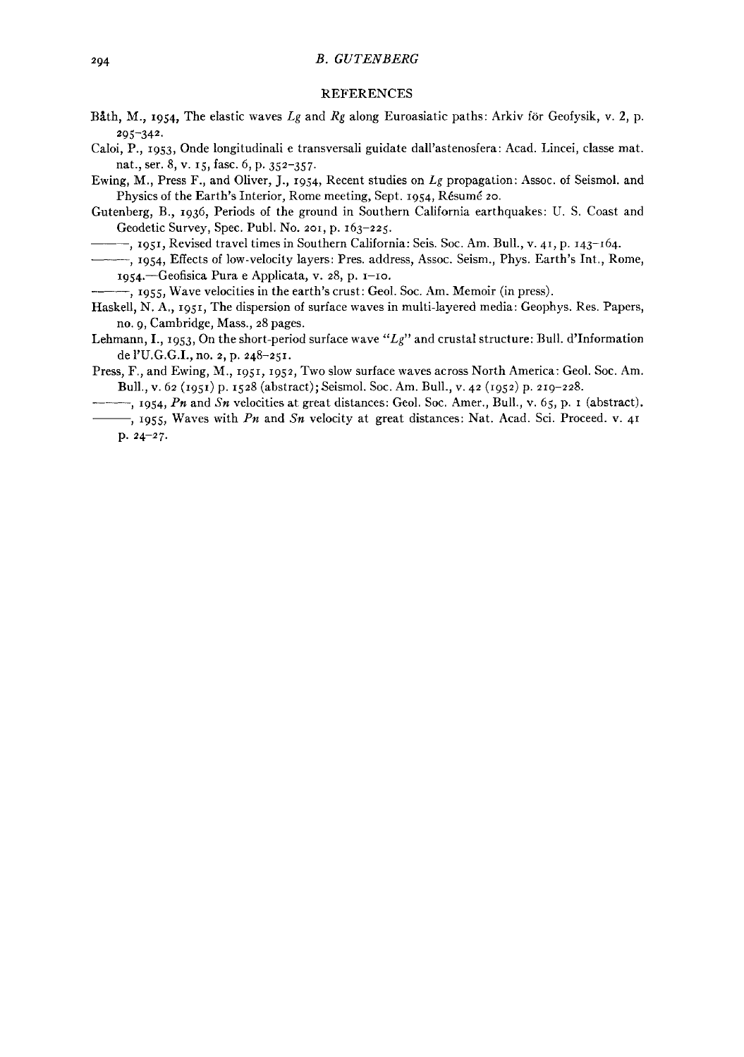## REFERENCES

Båth, M., 1954, The elastic waves *Lg* and *Rg* along Euroasiatic paths: Arkiv för Geofysik, v. 2, p. 295–342.

Caloi, P., 1953, Onde longitudinali e transversali guidate dall'astenosfera: Acad. Lincei, classe mat. nat., ser. 8, v. 15, fasc. 6, p. 352–357.

Ewing, M., Press F., and Oliver, J., 1954, Recent studies on *Lg* propagation: Assoc. of Seismol. and Physics of the Earth's Interior, Rome meeting, Sept. 1954, Résumé 20.

Gutenberg, B., 1936, Periods of the ground in Southern California earthquakes: U. S. Coast and Geodetic Survey, Spec. Publ. No. 201, p. 163–225.

———, 1951, Revised travel times in Southern California: Seis. Soc. Am. Bull., v. 41, p. 143–164.

———, 1954, Effects of low-velocity layers: Pres. address, Assoc. Seism., Phys. Earth's Int., Rome, 1954.—Geofisica Pura e Applicata, v. 28, p. 1–10.

———, 1955, Wave velocities in the earth's crust: Geol. Soc. Am. Memoir (in press).

Haskell, N. A., 1951, The dispersion of surface waves in multi-layered media: Geophys. Res. Papers, no. 9, Cambridge, Mass., 28 pages.

Lehmann, I., 1953, On the short-period surface wave "*Lg*" and crustal structure: Bull. d'Information de l'U.G.G.I., no. 2, p. 248–251.

Press, F., and Ewing, M., 1951, 1952, Two slow surface waves across North America: Geol. Soc. Am. Bull., v. 62 (1951) p. 1528 (abstract); Seismol. Soc. Am. Bull., v. 42 (1952) p. 219–228.

———, 1954, *Pn* and *Sn* velocities at great distances: Geol. Soc. Amer., Bull., v. 65, p. 1 (abstract).

———, 1955, Waves with *Pn* and *Sn* velocity at great distances: Nat. Acad. Sci. Proceed. v. 41 p. 24–27.